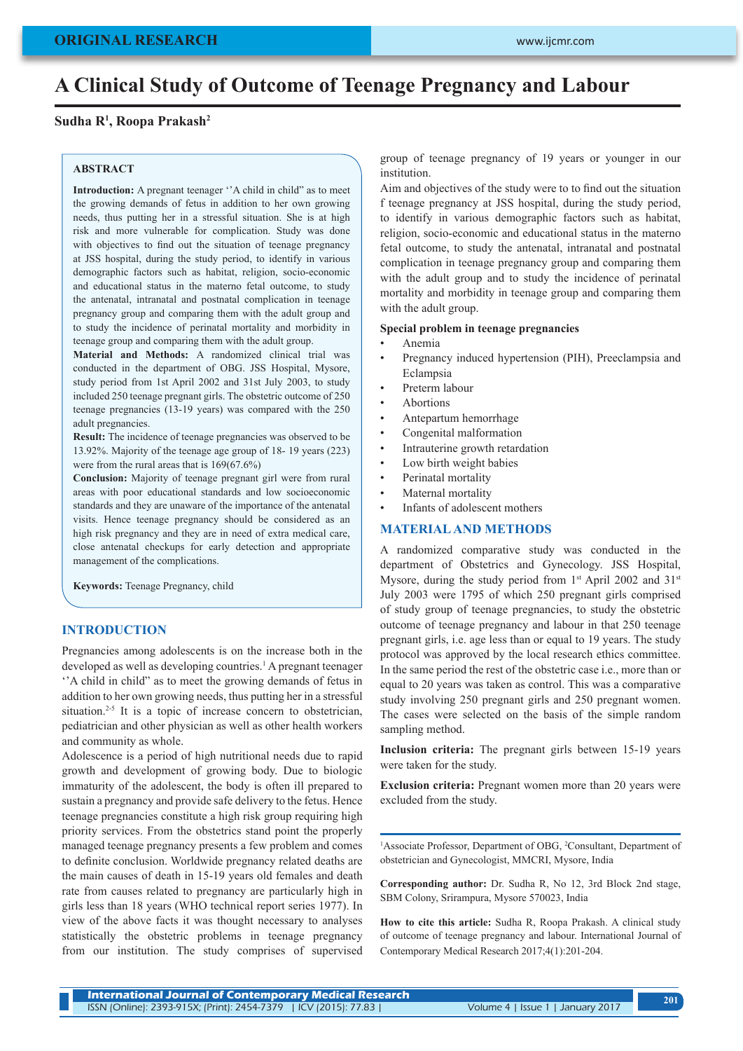ORIGINAL RESEARCH

# A Clinical Study of Outcome of Teenage Pregnancy and Labour

**Sudha R[1], Roopa Prakash[2]**

## ABSTRACT

**Introduction:** A pregnant teenager ''A child in child" as to meet the growing demands of fetus in addition to her own growing needs, thus putting her in a stressful situation. She is at high risk and more vulnerable for complication. Study was done with objectives to find out the situation of teenage pregnancy at JSS hospital, during the study period, to identify in various demographic factors such as habitat, religion, socio-economic and educational status in the materno fetal outcome, to study the antenatal, intranatal and postnatal complication in teenage pregnancy group and comparing them with the adult group and to study the incidence of perinatal mortality and morbidity in teenage group and comparing them with the adult group.

**Material and Methods:** A randomized clinical trial was conducted in the department of OBG. JSS Hospital, Mysore, study period from 1st April 2002 and 31st July 2003, to study included 250 teenage pregnant girls. The obstetric outcome of 250 teenage pregnancies (13-19 years) was compared with the 250 adult pregnancies.

**Result:** The incidence of teenage pregnancies was observed to be 13.92%. Majority of the teenage age group of 18- 19 years (223) were from the rural areas that is 169(67.6%)

**Conclusion:** Majority of teenage pregnant girl were from rural areas with poor educational standards and low socioeconomic standards and they are unaware of the importance of the antenatal visits. Hence teenage pregnancy should be considered as an high risk pregnancy and they are in need of extra medical care, close antenatal checkups for early detection and appropriate management of the complications.

**Keywords:** Teenage Pregnancy, child

## INTRODUCTION

Pregnancies among adolescents is on the increase both in the developed as well as developing countries.[1] A pregnant teenager ''A child in child" as to meet the growing demands of fetus in addition to her own growing needs, thus putting her in a stressful situation.[2-5] It is a topic of increase concern to obstetrician, pediatrician and other physician as well as other health workers and community as whole.

Adolescence is a period of high nutritional needs due to rapid growth and development of growing body. Due to biologic immaturity of the adolescent, the body is often ill prepared to sustain a pregnancy and provide safe delivery to the fetus. Hence teenage pregnancies constitute a high risk group requiring high priority services. From the obstetrics stand point the properly managed teenage pregnancy presents a few problem and comes to definite conclusion. Worldwide pregnancy related deaths are the main causes of death in 15-19 years old females and death rate from causes related to pregnancy are particularly high in girls less than 18 years (WHO technical report series 1977). In view of the above facts it was thought necessary to analyses statistically the obstetric problems in teenage pregnancy from our institution. The study comprises of supervised group of teenage pregnancy of 19 years or younger in our institution.

Aim and objectives of the study were to to find out the situation f teenage pregnancy at JSS hospital, during the study period, to identify in various demographic factors such as habitat, religion, socio-economic and educational status in the materno fetal outcome, to study the antenatal, intranatal and postnatal complication in teenage pregnancy group and comparing them with the adult group and to study the incidence of perinatal mortality and morbidity in teenage group and comparing them with the adult group.

**Special problem in teenage pregnancies**

- Anemia
- Pregnancy induced hypertension (PIH), Preeclampsia and Eclampsia
- Preterm labour
- Abortions
- Antepartum hemorrhage
- Congenital malformation
- Intrauterine growth retardation
- Low birth weight babies
- Perinatal mortality
- Maternal mortality
- Infants of adolescent mothers

## MATERIAL AND METHODS

A randomized comparative study was conducted in the department of Obstetrics and Gynecology. JSS Hospital, Mysore, during the study period from 1st April 2002 and 31st July 2003 were 1795 of which 250 pregnant girls comprised of study group of teenage pregnancies, to study the obstetric outcome of teenage pregnancy and labour in that 250 teenage pregnant girls, i.e. age less than or equal to 19 years. The study protocol was approved by the local research ethics committee. In the same period the rest of the obstetric case i.e., more than or equal to 20 years was taken as control. This was a comparative study involving 250 pregnant girls and 250 pregnant women. The cases were selected on the basis of the simple random sampling method.

**Inclusion criteria:** The pregnant girls between 15-19 years were taken for the study.

**Exclusion criteria:** Pregnant women more than 20 years were excluded from the study.

---

[1]Associate Professor, Department of OBG, [2]Consultant, Department of obstetrician and Gynecologist, MMCRI, Mysore, India

**Corresponding author:** Dr. Sudha R, No 12, 3rd Block 2nd stage, SBM Colony, Srirampura, Mysore 570023, India

**How to cite this article:** Sudha R, Roopa Prakash. A clinical study of outcome of teenage pregnancy and labour. International Journal of Contemporary Medical Research 2017;4(1):201-204.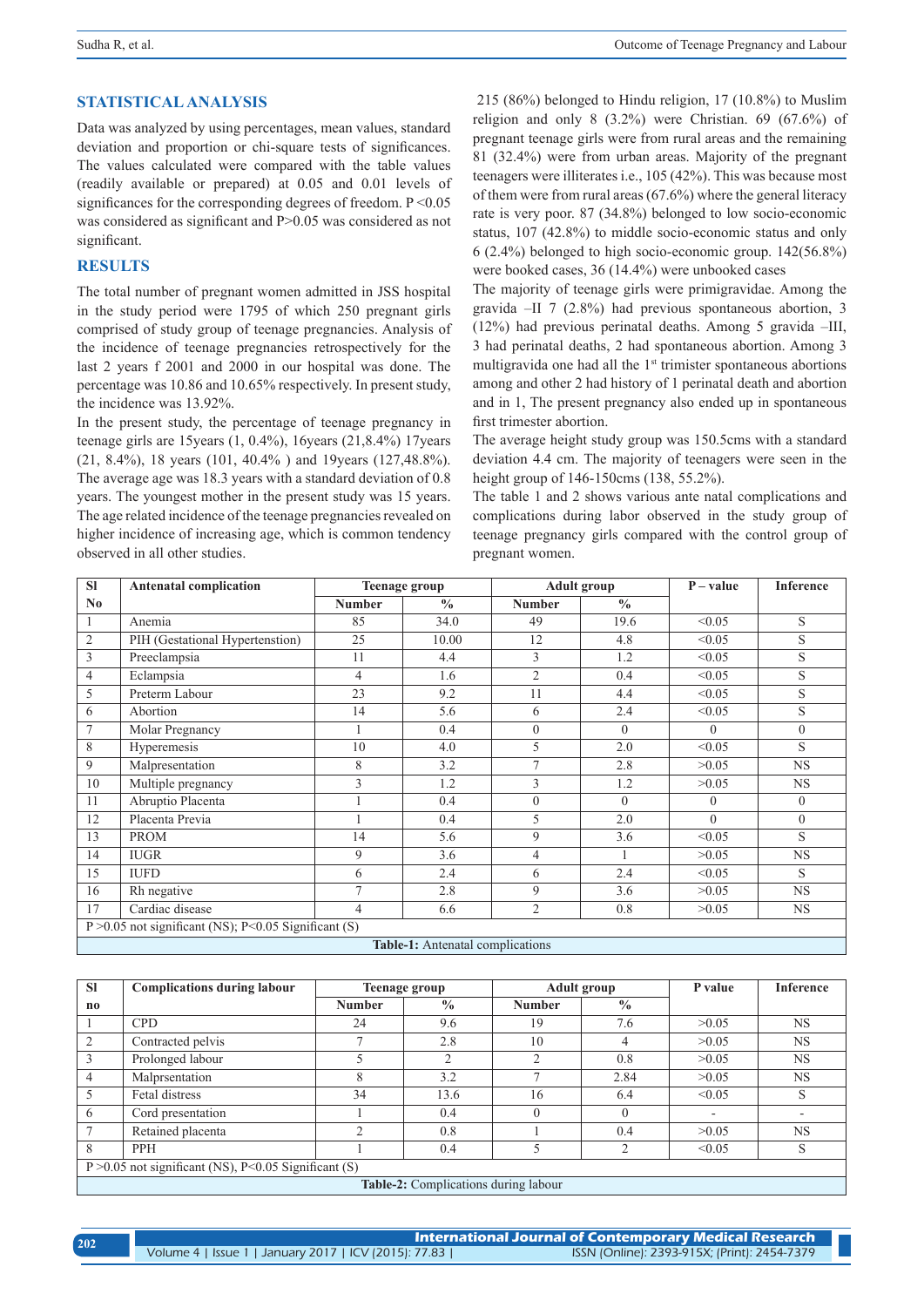## STATISTICAL ANALYSIS

Data was analyzed by using percentages, mean values, standard deviation and proportion or chi-square tests of significances. The values calculated were compared with the table values (readily available or prepared) at 0.05 and 0.01 levels of significances for the corresponding degrees of freedom. P <0.05 was considered as significant and P>0.05 was considered as not significant.

## RESULTS

The total number of pregnant women admitted in JSS hospital in the study period were 1795 of which 250 pregnant girls comprised of study group of teenage pregnancies. Analysis of the incidence of teenage pregnancies retrospectively for the last 2 years f 2001 and 2000 in our hospital was done. The percentage was 10.86 and 10.65% respectively. In present study, the incidence was 13.92%.

In the present study, the percentage of teenage pregnancy in teenage girls are 15years (1, 0.4%), 16years (21,8.4%) 17years (21, 8.4%), 18 years (101, 40.4% ) and 19years (127,48.8%). The average age was 18.3 years with a standard deviation of 0.8 years. The youngest mother in the present study was 15 years. The age related incidence of the teenage pregnancies revealed on higher incidence of increasing age, which is common tendency observed in all other studies.

215 (86%) belonged to Hindu religion, 17 (10.8%) to Muslim religion and only 8 (3.2%) were Christian. 69 (67.6%) of pregnant teenage girls were from rural areas and the remaining 81 (32.4%) were from urban areas. Majority of the pregnant teenagers were illiterates i.e., 105 (42%). This was because most of them were from rural areas (67.6%) where the general literacy rate is very poor. 87 (34.8%) belonged to low socio-economic status, 107 (42.8%) to middle socio-economic status and only 6 (2.4%) belonged to high socio-economic group. 142(56.8%) were booked cases, 36 (14.4%) were unbooked cases

The majority of teenage girls were primigravidae. Among the gravida –II 7 (2.8%) had previous spontaneous abortion, 3 (12%) had previous perinatal deaths. Among 5 gravida –III, 3 had perinatal deaths, 2 had spontaneous abortion. Among 3 multigravida one had all the 1st trimister spontaneous abortions among and other 2 had history of 1 perinatal death and abortion and in 1, The present pregnancy also ended up in spontaneous first trimester abortion.

The average height study group was 150.5cms with a standard deviation 4.4 cm. The majority of teenagers were seen in the height group of 146-150cms (138, 55.2%).

The table 1 and 2 shows various ante natal complications and complications during labor observed in the study group of teenage pregnancy girls compared with the control group of pregnant women.

| Sl No | Antenatal complication | Teenage group | | Adult group | | P – value | Inference |
|---|---|---|---|---|---|---|---|
| | | Number | % | Number | % | | |
| 1 | Anemia | 85 | 34.0 | 49 | 19.6 | <0.05 | S |
| 2 | PIH (Gestational Hypertenstion) | 25 | 10.00 | 12 | 4.8 | <0.05 | S |
| 3 | Preeclampsia | 11 | 4.4 | 3 | 1.2 | <0.05 | S |
| 4 | Eclampsia | 4 | 1.6 | 2 | 0.4 | <0.05 | S |
| 5 | Preterm Labour | 23 | 9.2 | 11 | 4.4 | <0.05 | S |
| 6 | Abortion | 14 | 5.6 | 6 | 2.4 | <0.05 | S |
| 7 | Molar Pregnancy | 1 | 0.4 | 0 | 0 | 0 | 0 |
| 8 | Hyperemesis | 10 | 4.0 | 5 | 2.0 | <0.05 | S |
| 9 | Malpresentation | 8 | 3.2 | 7 | 2.8 | >0.05 | NS |
| 10 | Multiple pregnancy | 3 | 1.2 | 3 | 1.2 | >0.05 | NS |
| 11 | Abruptio Placenta | 1 | 0.4 | 0 | 0 | 0 | 0 |
| 12 | Placenta Previa | 1 | 0.4 | 5 | 2.0 | 0 | 0 |
| 13 | PROM | 14 | 5.6 | 9 | 3.6 | <0.05 | S |
| 14 | IUGR | 9 | 3.6 | 4 | 1 | >0.05 | NS |
| 15 | IUFD | 6 | 2.4 | 6 | 2.4 | <0.05 | S |
| 16 | Rh negative | 7 | 2.8 | 9 | 3.6 | >0.05 | NS |
| 17 | Cardiac disease | 4 | 6.6 | 2 | 0.8 | >0.05 | NS |

P >0.05 not significant (NS); P<0.05 Significant (S)

**Table-1:** Antenatal complications

| Sl no | Complications during labour | Teenage group | | Adult group | | P value | Inference |
|---|---|---|---|---|---|---|---|
| | | Number | % | Number | % | | |
| 1 | CPD | 24 | 9.6 | 19 | 7.6 | >0.05 | NS |
| 2 | Contracted pelvis | 7 | 2.8 | 10 | 4 | >0.05 | NS |
| 3 | Prolonged labour | 5 | 2 | 2 | 0.8 | >0.05 | NS |
| 4 | Malprsentation | 8 | 3.2 | 7 | 2.84 | >0.05 | NS |
| 5 | Fetal distress | 34 | 13.6 | 16 | 6.4 | <0.05 | S |
| 6 | Cord presentation | 1 | 0.4 | 0 | 0 | - | - |
| 7 | Retained placenta | 2 | 0.8 | 1 | 0.4 | >0.05 | NS |
| 8 | PPH | 1 | 0.4 | 5 | 2 | <0.05 | S |

P >0.05 not significant (NS), P<0.05 Significant (S)

**Table-2:** Complications during labour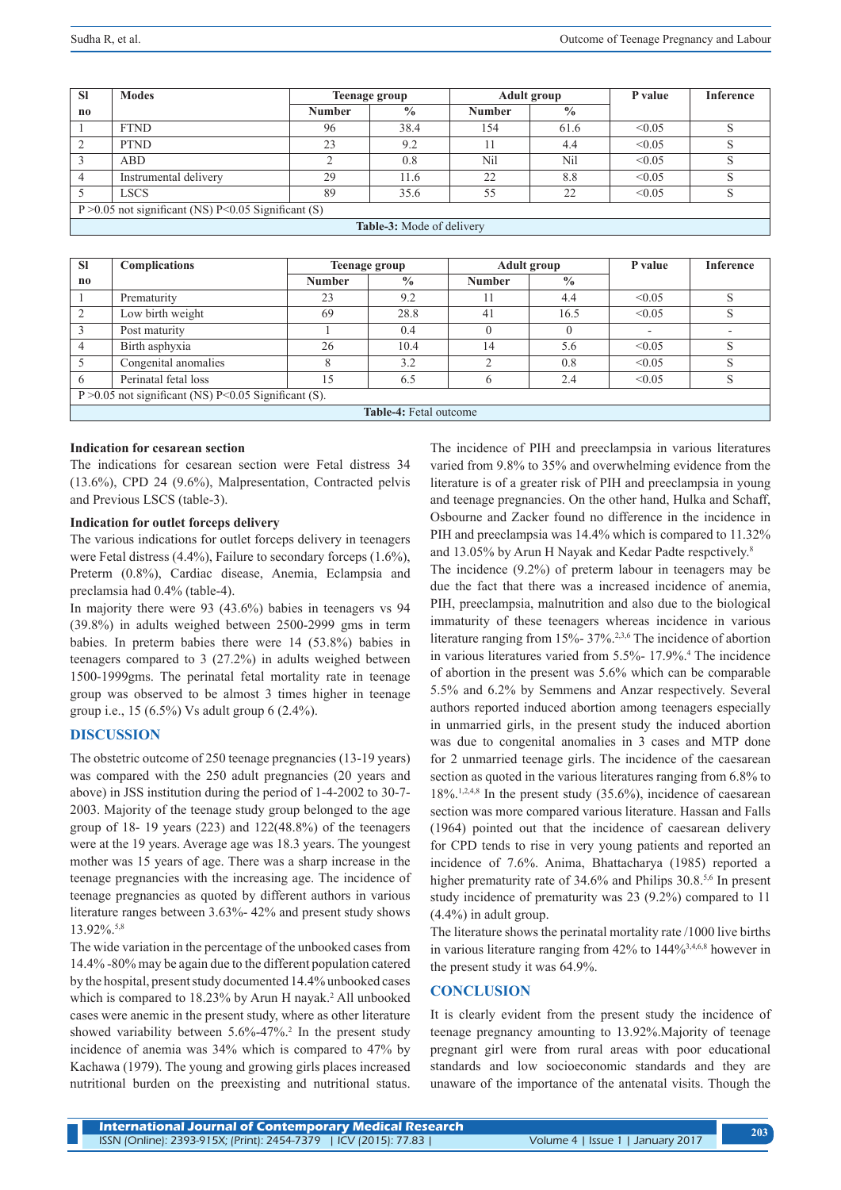| Sl no | Modes | Teenage group | | Adult group | | P value | Inference |
|---|---|---|---|---|---|---|---|
| | | Number | % | Number | % | | |
| 1 | FTND | 96 | 38.4 | 154 | 61.6 | <0.05 | S |
| 2 | PTND | 23 | 9.2 | 11 | 4.4 | <0.05 | S |
| 3 | ABD | 2 | 0.8 | Nil | Nil | <0.05 | S |
| 4 | Instrumental delivery | 29 | 11.6 | 22 | 8.8 | <0.05 | S |
| 5 | LSCS | 89 | 35.6 | 55 | 22 | <0.05 | S |
| P >0.05 not significant (NS) P<0.05 Significant (S) | | | | | | | |

**Table-3:** Mode of delivery

| Sl no | Complications | Teenage group | | Adult group | | P value | Inference |
|---|---|---|---|---|---|---|---|
| | | Number | % | Number | % | | |
| 1 | Prematurity | 23 | 9.2 | 11 | 4.4 | <0.05 | S |
| 2 | Low birth weight | 69 | 28.8 | 41 | 16.5 | <0.05 | S |
| 3 | Post maturity | 1 | 0.4 | 0 | 0 | - | - |
| 4 | Birth asphyxia | 26 | 10.4 | 14 | 5.6 | <0.05 | S |
| 5 | Congenital anomalies | 8 | 3.2 | 2 | 0.8 | <0.05 | S |
| 6 | Perinatal fetal loss | 15 | 6.5 | 6 | 2.4 | <0.05 | S |
| P >0.05 not significant (NS) P<0.05 Significant (S). | | | | | | | |

**Table-4:** Fetal outcome

### Indication for cesarean section

The indications for cesarean section were Fetal distress 34 (13.6%), CPD 24 (9.6%), Malpresentation, Contracted pelvis and Previous LSCS (table-3).

### Indication for outlet forceps delivery

The various indications for outlet forceps delivery in teenagers were Fetal distress (4.4%), Failure to secondary forceps (1.6%), Preterm (0.8%), Cardiac disease, Anemia, Eclampsia and preclamsia had 0.4% (table-4).

In majority there were 93 (43.6%) babies in teenagers vs 94 (39.8%) in adults weighed between 2500-2999 gms in term babies. In preterm babies there were 14 (53.8%) babies in teenagers compared to 3 (27.2%) in adults weighed between 1500-1999gms. The perinatal fetal mortality rate in teenage group was observed to be almost 3 times higher in teenage group i.e., 15 (6.5%) Vs adult group 6 (2.4%).

## DISCUSSION

The obstetric outcome of 250 teenage pregnancies (13-19 years) was compared with the 250 adult pregnancies (20 years and above) in JSS institution during the period of 1-4-2002 to 30-7-2003. Majority of the teenage study group belonged to the age group of 18- 19 years (223) and 122(48.8%) of the teenagers were at the 19 years. Average age was 18.3 years. The youngest mother was 15 years of age. There was a sharp increase in the teenage pregnancies with the increasing age. The incidence of teenage pregnancies as quoted by different authors in various literature ranges between 3.63%- 42% and present study shows 13.92%.[5,8]

The wide variation in the percentage of the unbooked cases from 14.4% -80% may be again due to the different population catered by the hospital, present study documented 14.4% unbooked cases which is compared to 18.23% by Arun H nayak.[2] All unbooked cases were anemic in the present study, where as other literature showed variability between 5.6%-47%.[2] In the present study incidence of anemia was 34% which is compared to 47% by Kachawa (1979). The young and growing girls places increased nutritional burden on the preexisting and nutritional status. The incidence of PIH and preeclampsia in various literatures varied from 9.8% to 35% and overwhelming evidence from the literature is of a greater risk of PIH and preeclampsia in young and teenage pregnancies. On the other hand, Hulka and Schaff, Osbourne and Zacker found no difference in the incidence in PIH and preeclampsia was 14.4% which is compared to 11.32% and 13.05% by Arun H Nayak and Kedar Padte respctively.[8]

The incidence (9.2%) of preterm labour in teenagers may be due the fact that there was a increased incidence of anemia, PIH, preeclampsia, malnutrition and also due to the biological immaturity of these teenagers whereas incidence in various literature ranging from 15%- 37%.[2,3,6] The incidence of abortion in various literatures varied from 5.5%- 17.9%.[4] The incidence of abortion in the present was 5.6% which can be comparable 5.5% and 6.2% by Semmens and Anzar respectively. Several authors reported induced abortion among teenagers especially in unmarried girls, in the present study the induced abortion was due to congenital anomalies in 3 cases and MTP done for 2 unmarried teenage girls. The incidence of the caesarean section as quoted in the various literatures ranging from 6.8% to 18%.[1,2,4,8] In the present study (35.6%), incidence of caesarean section was more compared various literature. Hassan and Falls (1964) pointed out that the incidence of caesarean delivery for CPD tends to rise in very young patients and reported an incidence of 7.6%. Anima, Bhattacharya (1985) reported a higher prematurity rate of 34.6% and Philips 30.8.[5,6] In present study incidence of prematurity was 23 (9.2%) compared to 11 (4.4%) in adult group.

The literature shows the perinatal mortality rate /1000 live births in various literature ranging from 42% to 144%[3,4,6,8] however in the present study it was 64.9%.

## CONCLUSION

It is clearly evident from the present study the incidence of teenage pregnancy amounting to 13.92%.Majority of teenage pregnant girl were from rural areas with poor educational standards and low socioeconomic standards and they are unaware of the importance of the antenatal visits. Though the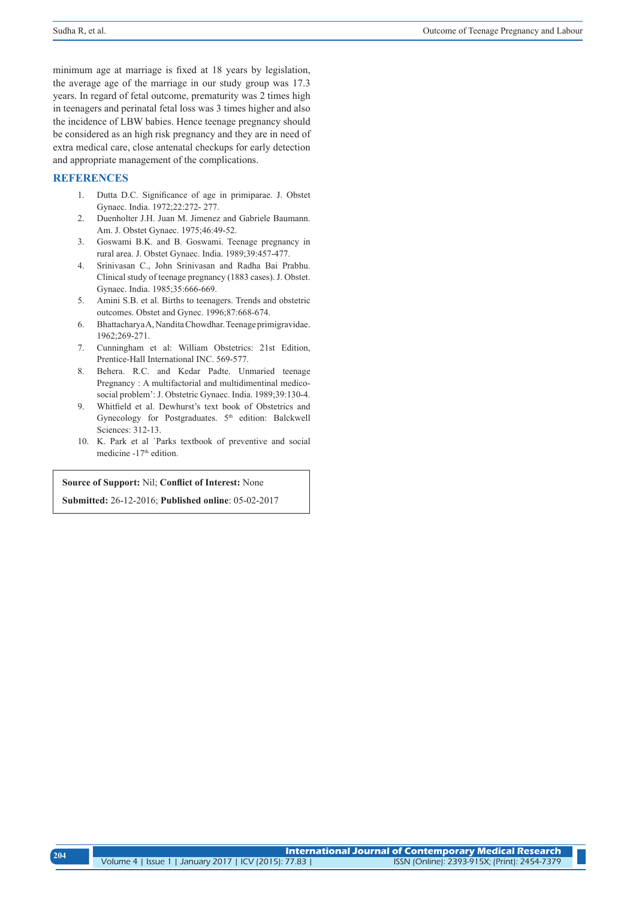minimum age at marriage is fixed at 18 years by legislation, the average age of the marriage in our study group was 17.3 years. In regard of fetal outcome, prematurity was 2 times high in teenagers and perinatal fetal loss was 3 times higher and also the incidence of LBW babies. Hence teenage pregnancy should be considered as an high risk pregnancy and they are in need of extra medical care, close antenatal checkups for early detection and appropriate management of the complications.

## REFERENCES

1. Dutta D.C. Significance of age in primiparae. J. Obstet Gynaec. India. 1972;22:272- 277.
2. Duenholter J.H. Juan M. Jimenez and Gabriele Baumann. Am. J. Obstet Gynaec. 1975;46:49-52.
3. Goswami B.K. and B. Goswami. Teenage pregnancy in rural area. J. Obstet Gynaec. India. 1989;39:457-477.
4. Srinivasan C., John Srinivasan and Radha Bai Prabhu. Clinical study of teenage pregnancy (1883 cases). J. Obstet. Gynaec. India. 1985;35:666-669.
5. Amini S.B. et al. Births to teenagers. Trends and obstetric outcomes. Obstet and Gynec. 1996;87:668-674.
6. Bhattacharya A, Nandita Chowdhar. Teenage primigravidae. 1962;269-271.
7. Cunningham et al: William Obstetrics: 21st Edition, Prentice-Hall International INC. 569-577.
8. Behera. R.C. and Kedar Padte. Unmaried teenage Pregnancy : A multifactorial and multidimentinal medico-social problem': J. Obstetric Gynaec. India. 1989;39:130-4.
9. Whitfield et al. Dewhurst's text book of Obstetrics and Gynecology for Postgraduates. 5th edition: Balckwell Sciences: 312-13.
10. K. Park et al `Parks textbook of preventive and social medicine -17th edition.

**Source of Support:** Nil; **Conflict of Interest:** None

**Submitted:** 26-12-2016; **Published online**: 05-02-2017